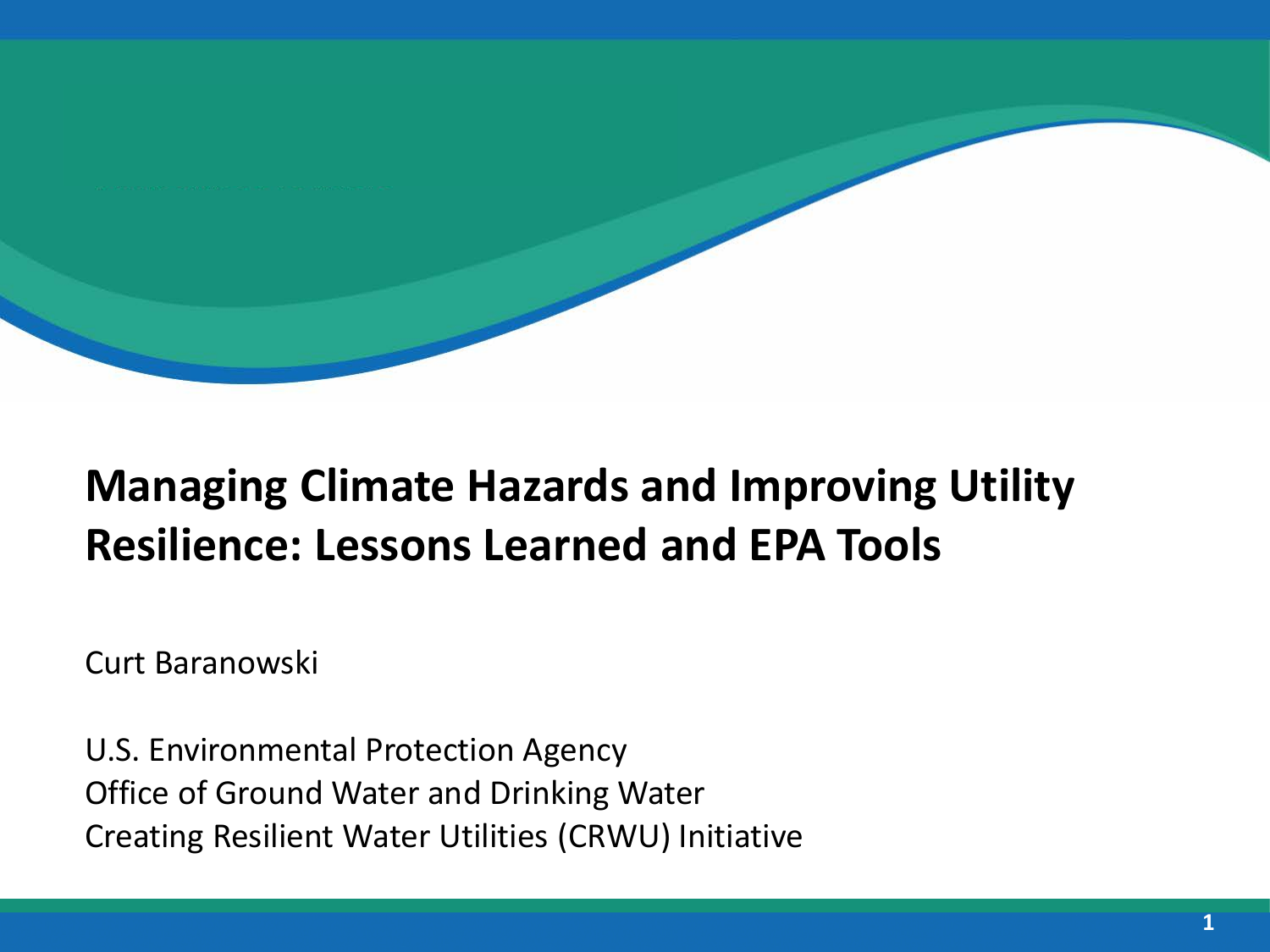# Managing Climate Hazards and Improving Utility Resilience: Lessons Learned and EPA Tools

Curt Baranowski

U.S. Environmental Protection Agency
Office of Ground Water and Drinking Water
Creating Resilient Water Utilities (CRWU) Initiative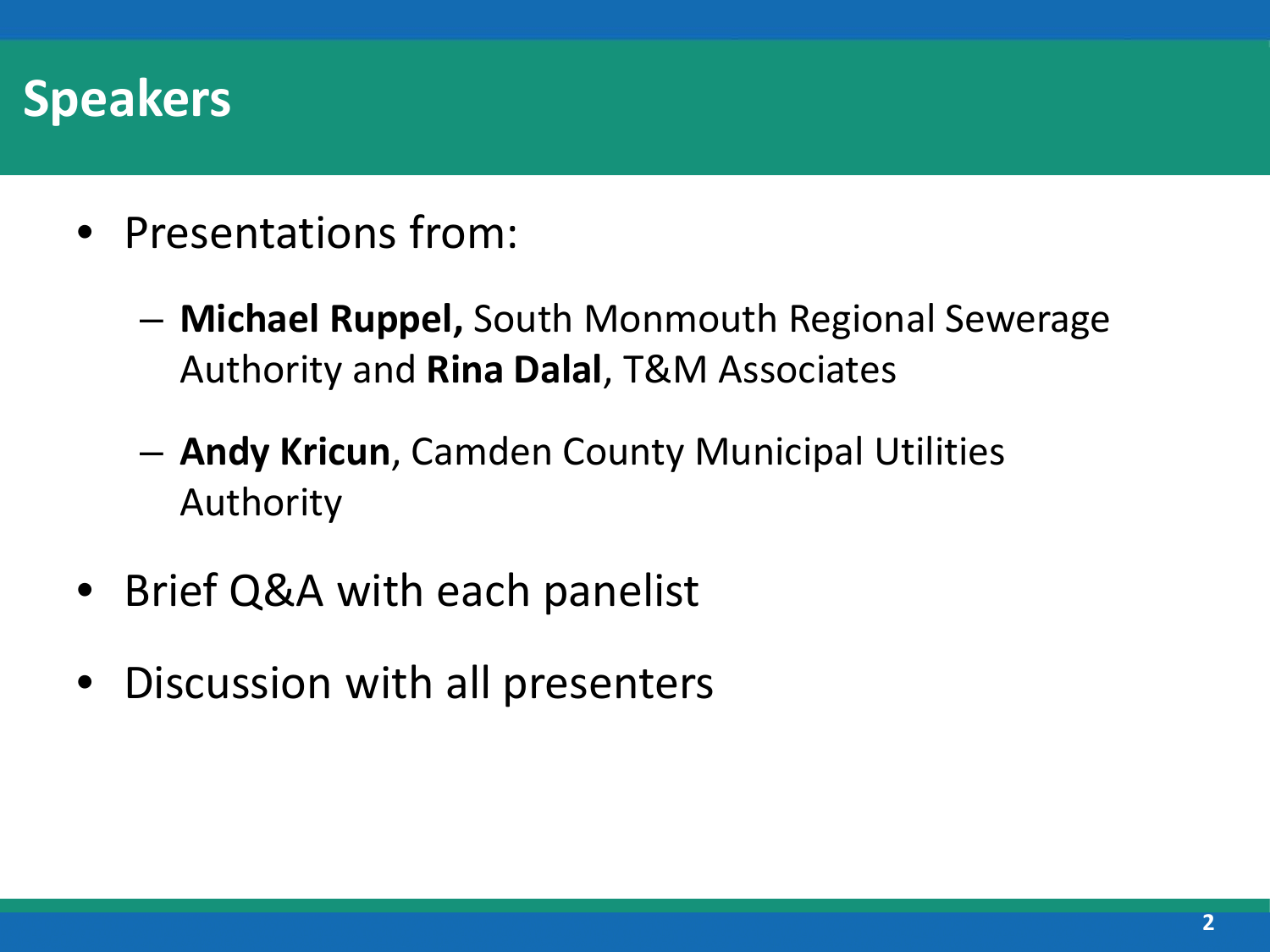# Speakers

- Presentations from:
  - **Michael Ruppel,** South Monmouth Regional Sewerage Authority and **Rina Dalal**, T&M Associates
  - **Andy Kricun**, Camden County Municipal Utilities Authority
- Brief Q&A with each panelist
- Discussion with all presenters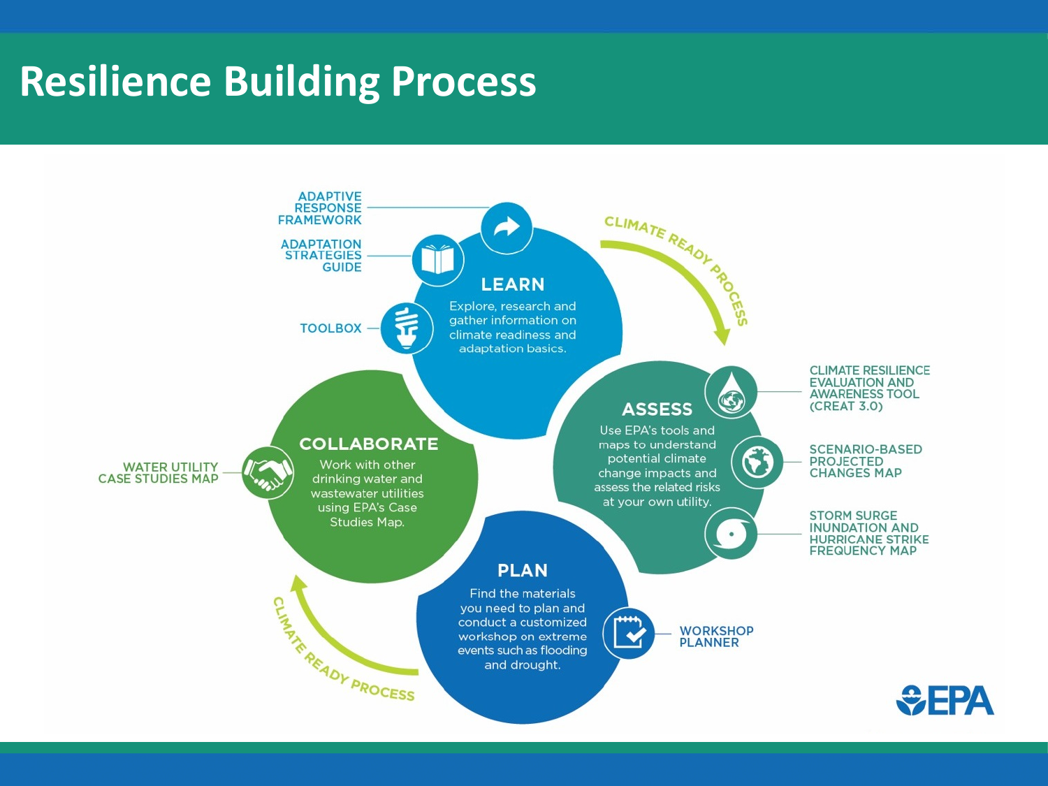# Resilience Building Process

CLIMATE READY PROCESS

## LEARN

Explore, research and gather information on climate readiness and adaptation basics.

- ADAPTIVE RESPONSE FRAMEWORK
- ADAPTATION STRATEGIES GUIDE
- TOOLBOX

## ASSESS

Use EPA's tools and maps to understand potential climate change impacts and assess the related risks at your own utility.

- CLIMATE RESILIENCE EVALUATION AND AWARENESS TOOL (CREAT 3.0)
- SCENARIO-BASED PROJECTED CHANGES MAP
- STORM SURGE INUNDATION AND HURRICANE STRIKE FREQUENCY MAP

## PLAN

Find the materials you need to plan and conduct a customized workshop on extreme events such as flooding and drought.

- WORKSHOP PLANNER

## COLLABORATE

Work with other drinking water and wastewater utilities using EPA's Case Studies Map.

- WATER UTILITY CASE STUDIES MAP

CLIMATE READY PROCESS

EPA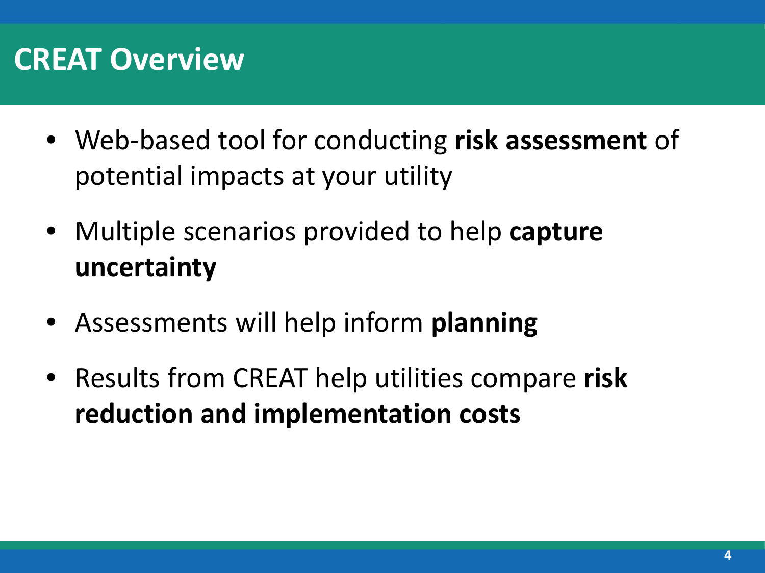# CREAT Overview

- Web-based tool for conducting **risk assessment** of potential impacts at your utility
- Multiple scenarios provided to help **capture uncertainty**
- Assessments will help inform **planning**
- Results from CREAT help utilities compare **risk reduction and implementation costs**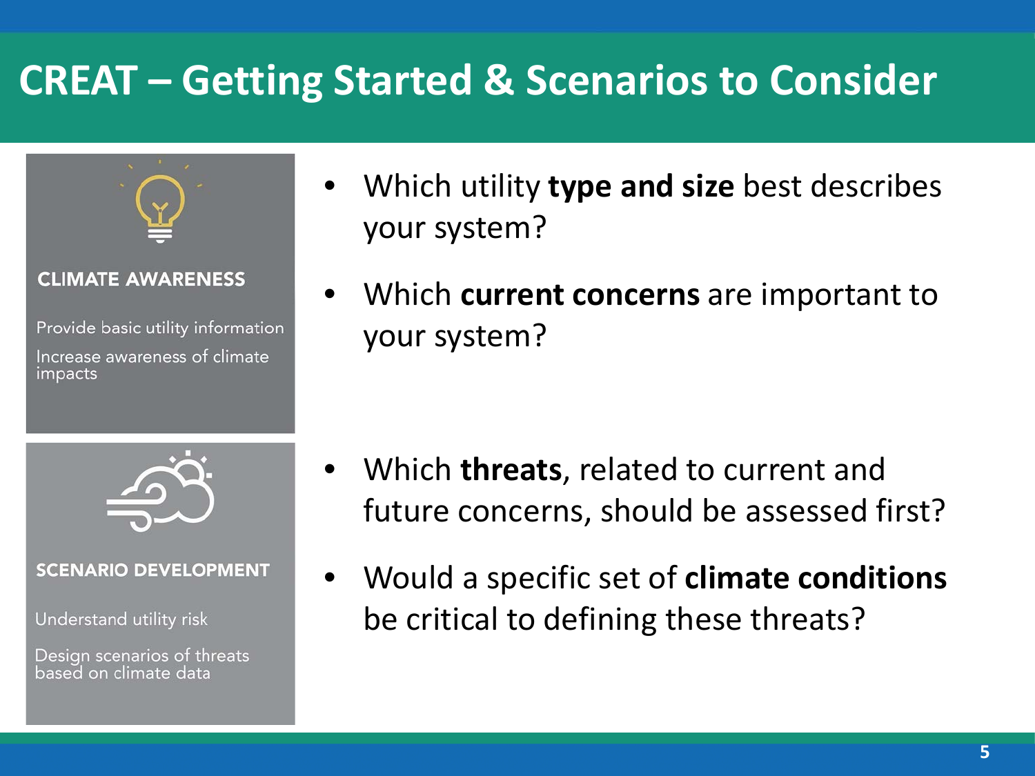# CREAT – Getting Started & Scenarios to Consider

**CLIMATE AWARENESS**

Provide basic utility information

Increase awareness of climate impacts

- Which utility **type and size** best describes your system?
- Which **current concerns** are important to your system?

**SCENARIO DEVELOPMENT**

Understand utility risk

Design scenarios of threats based on climate data

- Which **threats**, related to current and future concerns, should be assessed first?
- Would a specific set of **climate conditions** be critical to defining these threats?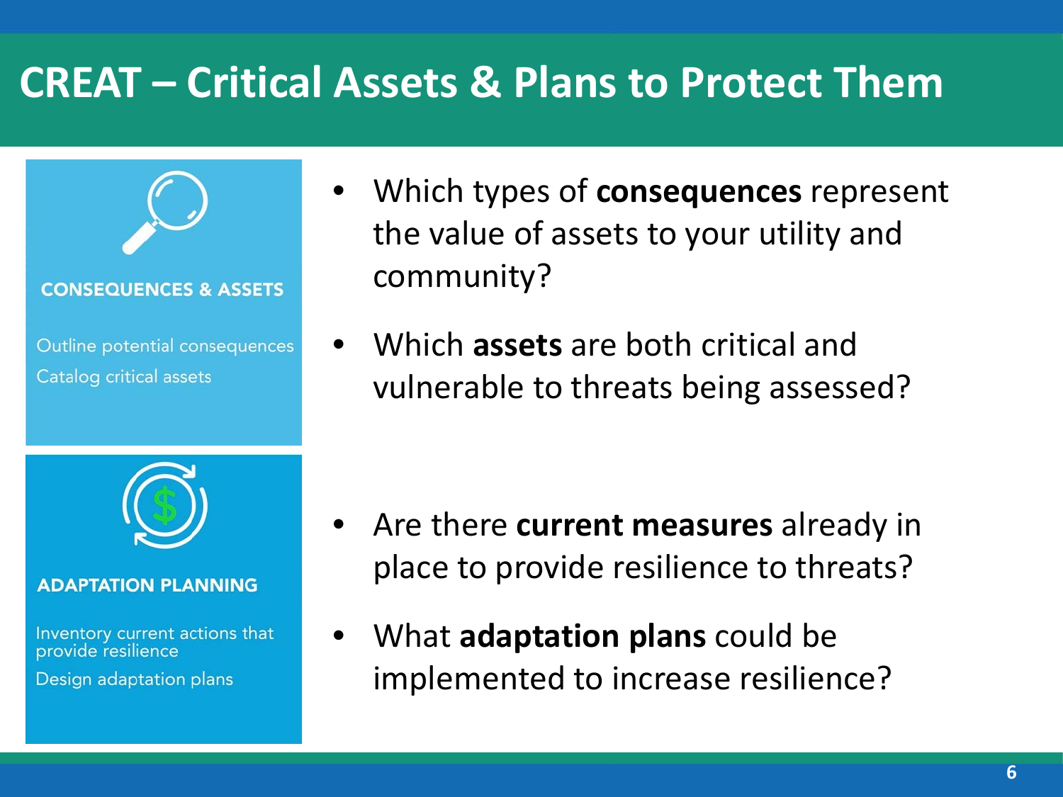# CREAT – Critical Assets & Plans to Protect Them

**CONSEQUENCES & ASSETS**

Outline potential consequences

Catalog critical assets

- Which types of **consequences** represent the value of assets to your utility and community?
- Which **assets** are both critical and vulnerable to threats being assessed?

**ADAPTATION PLANNING**

Inventory current actions that provide resilience

Design adaptation plans

- Are there **current measures** already in place to provide resilience to threats?
- What **adaptation plans** could be implemented to increase resilience?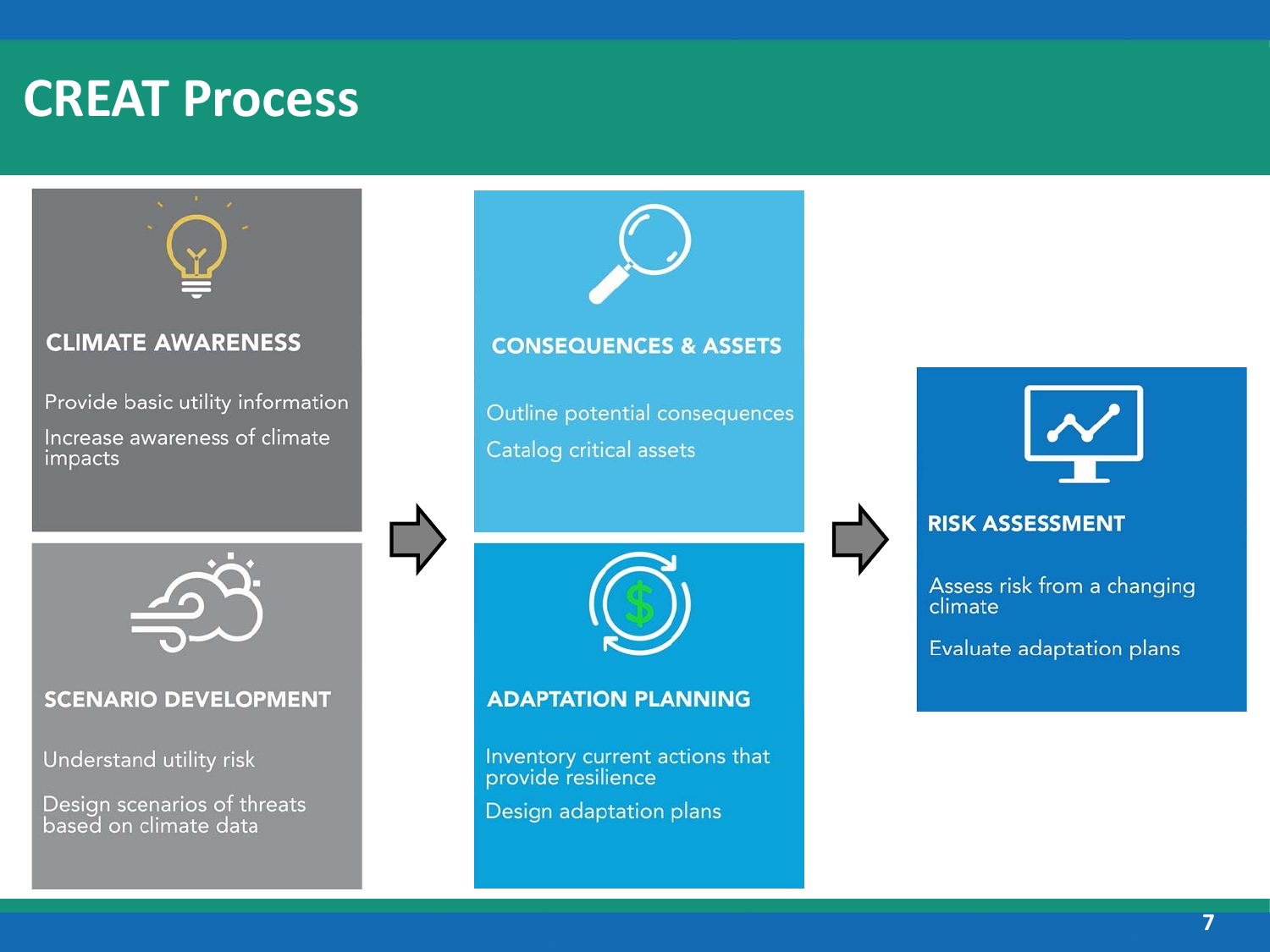# CREAT Process

### CLIMATE AWARENESS

Provide basic utility information

Increase awareness of climate impacts

### SCENARIO DEVELOPMENT

Understand utility risk

Design scenarios of threats based on climate data

### CONSEQUENCES & ASSETS

Outline potential consequences

Catalog critical assets

### ADAPTATION PLANNING

Inventory current actions that provide resilience

Design adaptation plans

### RISK ASSESSMENT

Assess risk from a changing climate

Evaluate adaptation plans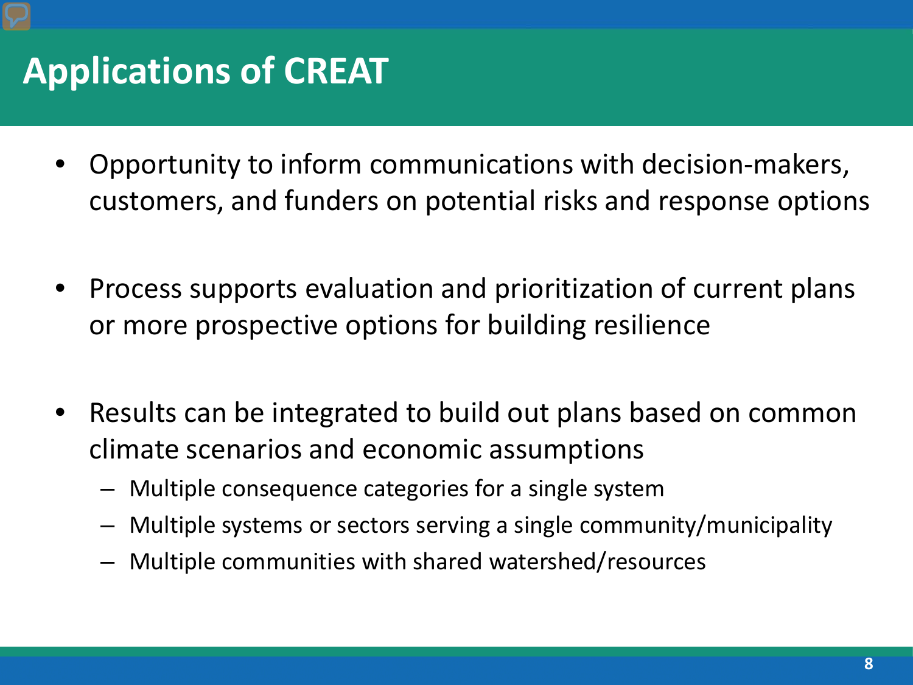# Applications of CREAT

- Opportunity to inform communications with decision-makers, customers, and funders on potential risks and response options
- Process supports evaluation and prioritization of current plans or more prospective options for building resilience
- Results can be integrated to build out plans based on common climate scenarios and economic assumptions
  - Multiple consequence categories for a single system
  - Multiple systems or sectors serving a single community/municipality
  - Multiple communities with shared watershed/resources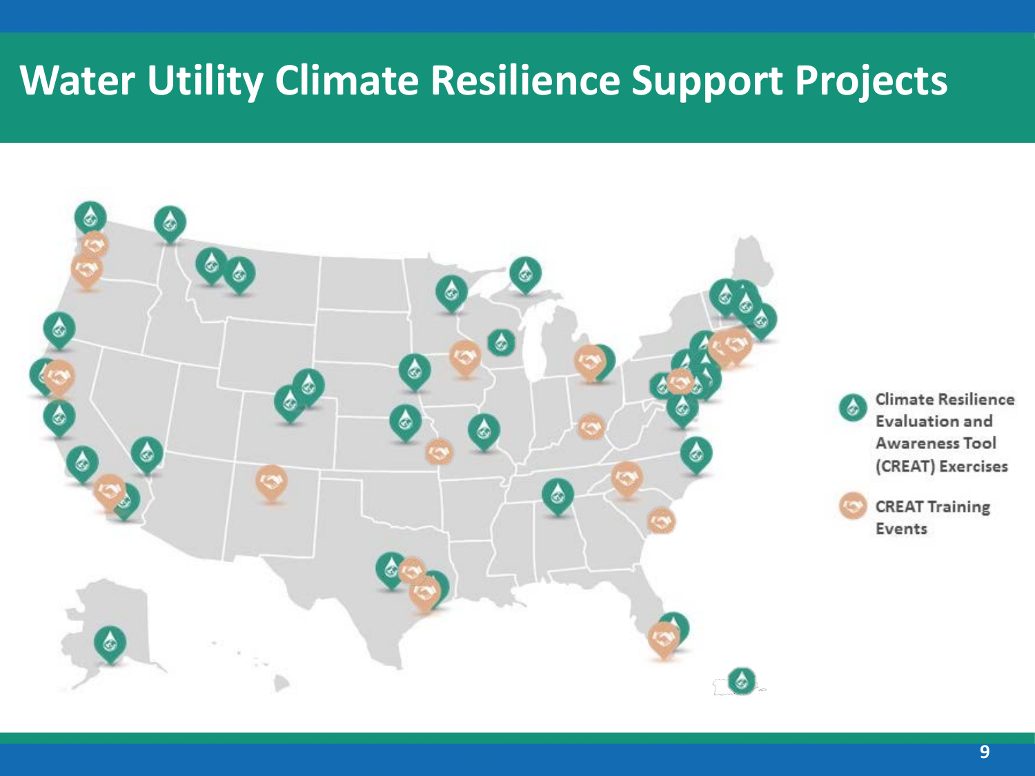# Water Utility Climate Resilience Support Projects

Climate Resilience Evaluation and Awareness Tool (CREAT) Exercises

CREAT Training Events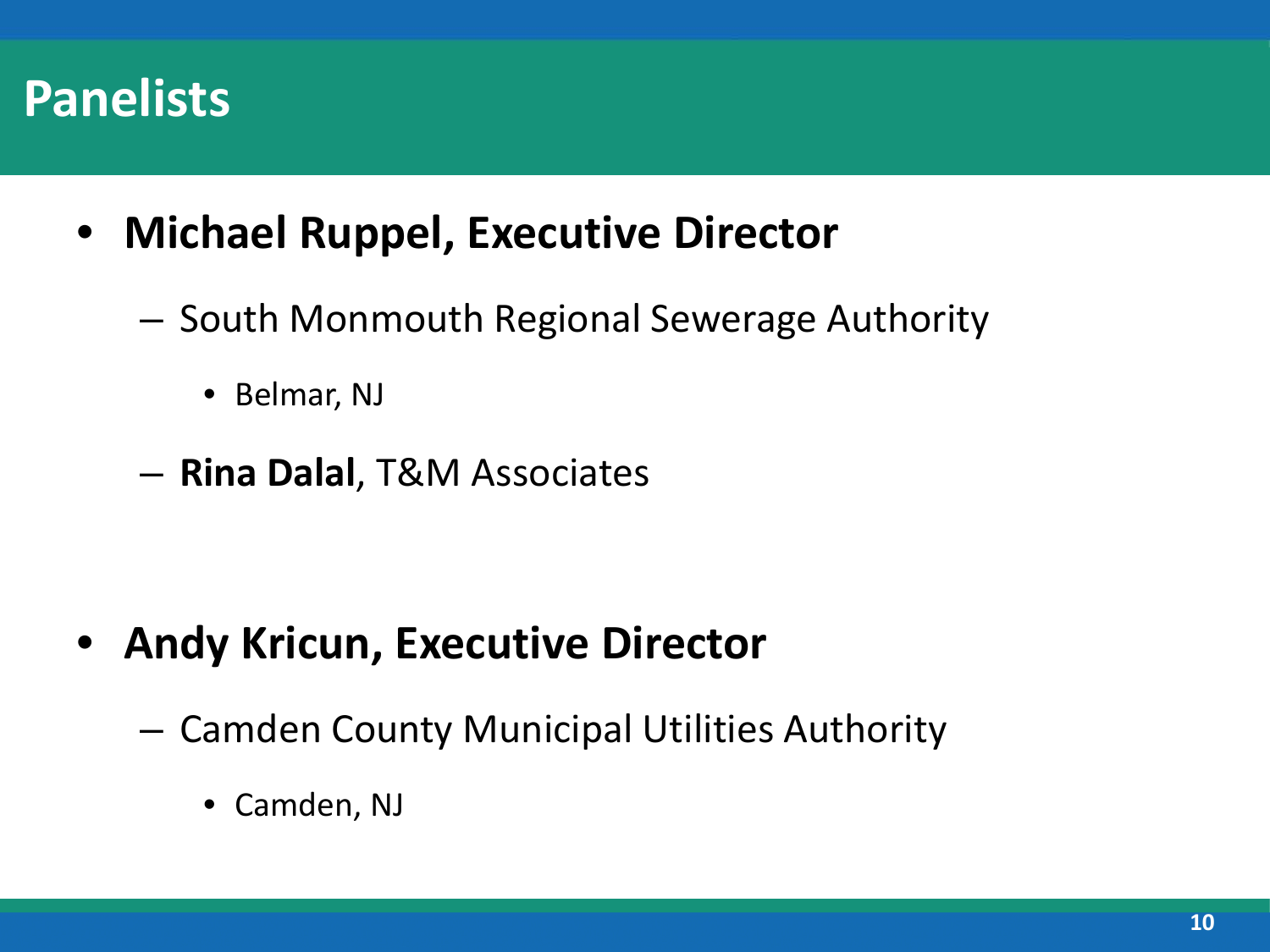# Panelists

- **Michael Ruppel, Executive Director**
  - South Monmouth Regional Sewerage Authority
    - Belmar, NJ
  - **Rina Dalal**, T&M Associates

- **Andy Kricun, Executive Director**
  - Camden County Municipal Utilities Authority
    - Camden, NJ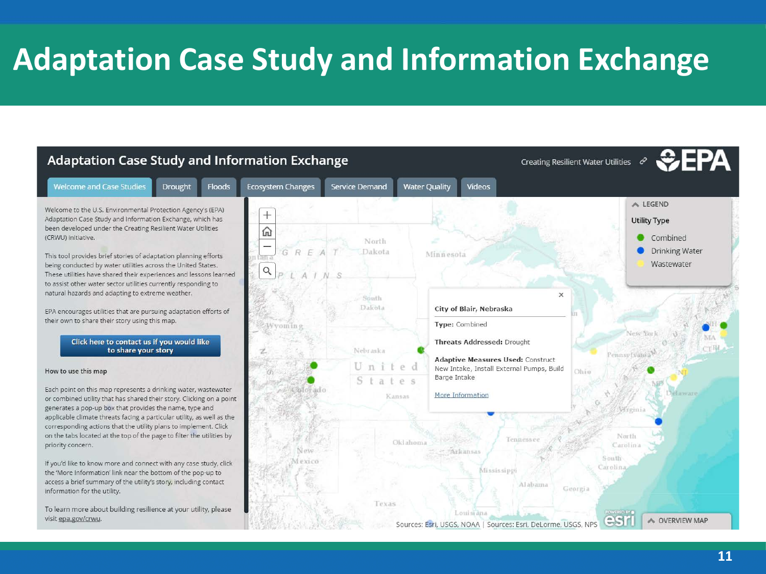# Adaptation Case Study and Information Exchange

## Adaptation Case Study and Information Exchange

Creating Resilient Water Utilities

Welcome and Case Studies | Drought | Floods | Ecosystem Changes | Service Demand | Water Quality | Videos

Welcome to the U.S. Environmental Protection Agency's (EPA) Adaptation Case Study and Information Exchange, which has been developed under the Creating Resilient Water Utilities (CRWU) initiative.

This tool provides brief stories of adaptation planning efforts being conducted by water utilities across the United States. These utilities have shared their experiences and lessons learned to assist other water sector utilities currently responding to natural hazards and adapting to extreme weather.

EPA encourages utilities that are pursuing adaptation efforts of their own to share their story using this map.

**Click here to contact us if you would like to share your story**

How to use this map

Each point on this map represents a drinking water, wastewater or combined utility that has shared their story. Clicking on a point generates a pop-up box that provides the name, type and applicable climate threats facing a particular utility, as well as the corresponding actions that the utility plans to implement. Click on the tabs located at the top of the page to filter the utilities by priority concern.

If you'd like to know more and connect with any case study, click the 'More Information' link near the bottom of the pop-up to access a brief summary of the utility's story, including contact information for the utility.

To learn more about building resilience at your utility, please visit epa.gov/crwu.

**City of Blair, Nebraska**

**Type:** Combined

**Threats Addressed:** Drought

**Adaptive Measures Used:** Construct New Intake, Install External Pumps, Build Barge Intake

More Information

LEGEND

Utility Type

- Combined
- Drinking Water
- Wastewater

Sources: Esri, USGS, NOAA | Sources: Esri, DeLorme, USGS, NPS

OVERVIEW MAP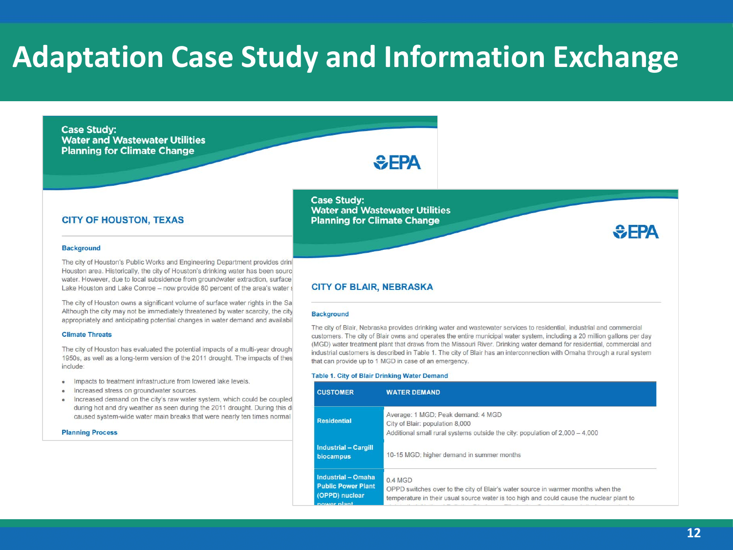# Adaptation Case Study and Information Exchange

## Case Study: Water and Wastewater Utilities Planning for Climate Change

EPA

### CITY OF HOUSTON, TEXAS

#### Background

The city of Houston's Public Works and Engineering Department provides drin Houston area. Historically, the city of Houston's drinking water has been sourc water. However, due to local subsidence from groundwater extraction, surface Lake Houston and Lake Conroe – now provide 80 percent of the area's water s

The city of Houston owns a significant volume of surface water rights in the Sa Although the city may not be immediately threatened by water scarcity, the city appropriately and anticipating potential changes in water demand and availabil

#### Climate Threats

The city of Houston has evaluated the potential impacts of a multi-year drough 1950s, as well as a long-term version of the 2011 drought. The impacts of thes include:

- Impacts to treatment infrastructure from lowered lake levels.
- Increased stress on groundwater sources.
- Increased demand on the city's raw water system, which could be coupled during hot and dry weather as seen during the 2011 drought. During this d caused system-wide water main breaks that were nearly ten times normal

#### Planning Process

## Case Study: Water and Wastewater Utilities Planning for Climate Change

EPA

### CITY OF BLAIR, NEBRASKA

#### Background

The city of Blair, Nebraska provides drinking water and wastewater services to residential, industrial and commercial customers. The city of Blair owns and operates the entire municipal water system, including a 20 million gallons per day (MGD) water treatment plant that draws from the Missouri River. Drinking water demand for residential, commercial and industrial customers is described in Table 1. The city of Blair has an interconnection with Omaha through a rural system that can provide up to 1 MGD in case of an emergency.

**Table 1. City of Blair Drinking Water Demand**

| CUSTOMER | WATER DEMAND |
|---|---|
| Residential | Average: 1 MGD; Peak demand: 4 MGD<br>City of Blair: population 8,000<br>Additional small rural systems outside the city: population of 2,000 – 4,000 |
| Industrial – Cargill biocampus | 10-15 MGD; higher demand in summer months |
| Industrial – Omaha Public Power Plant (OPPD) nuclear power plant | 0.4 MGD<br>OPPD switches over to the city of Blair's water source in warmer months when the temperature in their usual source water is too high and could cause the nuclear plant to |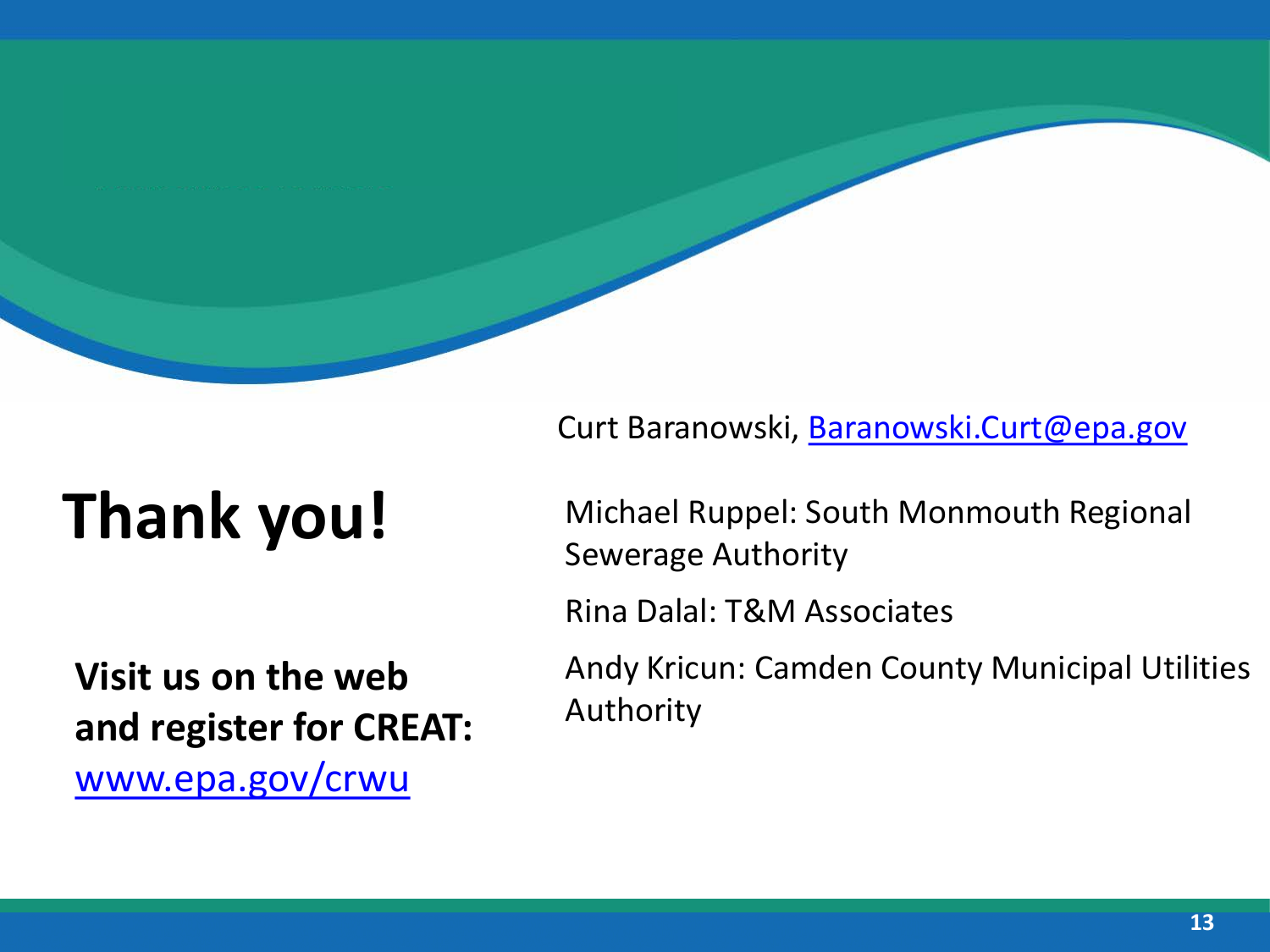# Thank you!

**Visit us on the web and register for CREAT:** [www.epa.gov/crwu](http://www.epa.gov/crwu)

Curt Baranowski, [Baranowski.Curt@epa.gov](mailto:Baranowski.Curt@epa.gov)

Michael Ruppel: South Monmouth Regional Sewerage Authority

Rina Dalal: T&M Associates

Andy Kricun: Camden County Municipal Utilities Authority